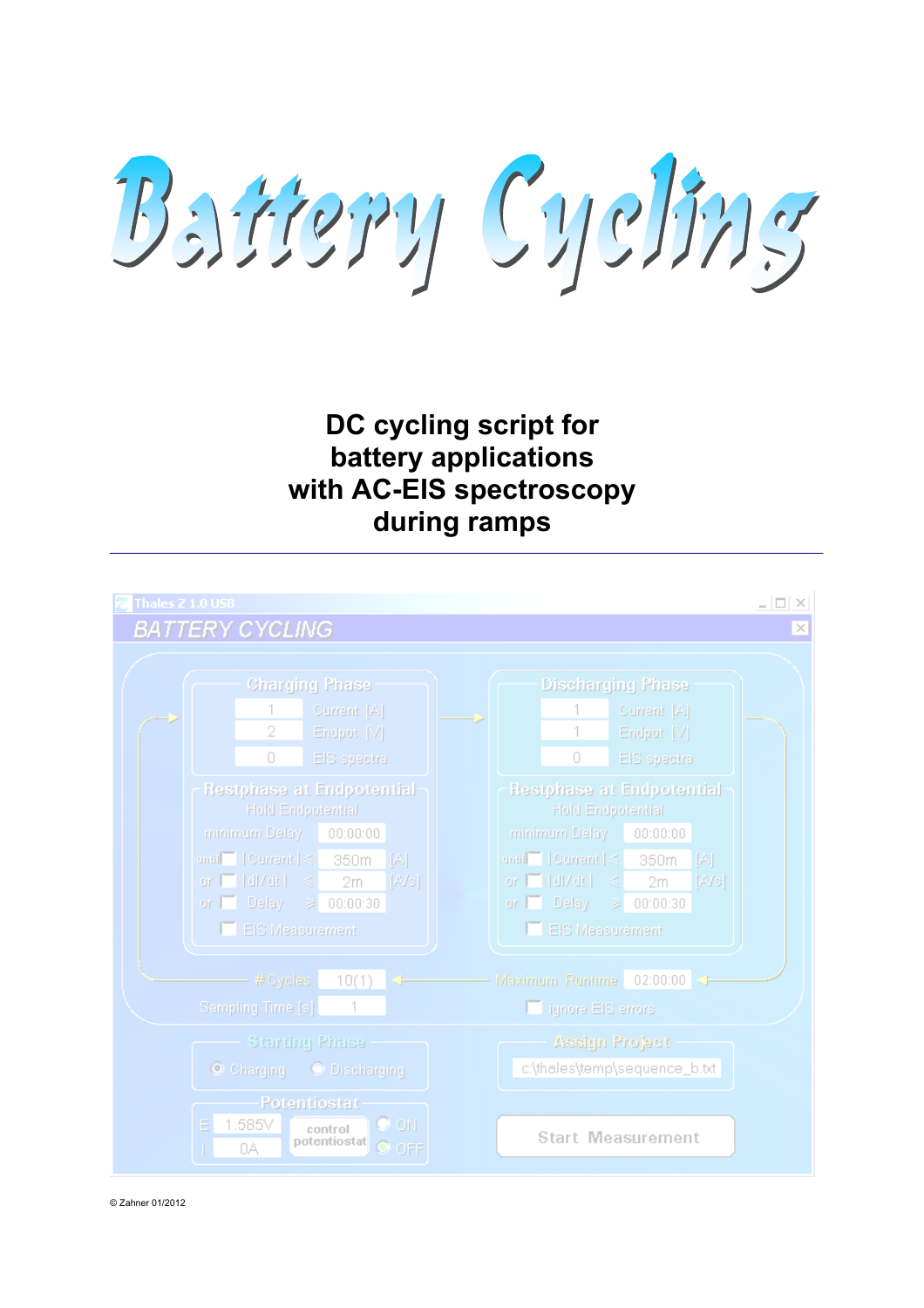# Battery Cycling

**DC cycling script for battery applications with AC-EIS spectroscopy during ramps**

---

Thales Z 1.0 USB

BATTERY CYCLING

| Charging Phase | |
|---|---|
| 1 | Current [A] |
| 2 | Endpot [V] |
| 0 | EIS spectra |

| Discharging Phase | |
|---|---|
| 1 | Current [A] |
| 1 | Endpot [V] |
| 0 | EIS spectra |

Restphase at Endpotential

Hold Endpotential

minimum Delay 00:00:00

until | Current | ≤ 350m [A]

or | dI/dt | ≤ 2m [A/s]

or Delay ≥ 00:00:30

EIS Measurement

Restphase at Endpotential

Hold Endpotential

minimum Delay 00:00:00

until | Current | ≤ 350m [A]

or | dI/dt | ≤ 2m [A/s]

or Delay ≥ 00:00:30

EIS Measurement

# Cycles 10(1)

Maximum Runtime 02:00:00

Sampling Time [s] 1

ignore EIS errors

Starting Phase

Charging Discharging

Assign Project

c:\thales\temp\sequence_b.txt

Potentiostat

E 1.585V

I 0A

control potentiostat

ON OFF

Start Measurement

© Zahner 01/2012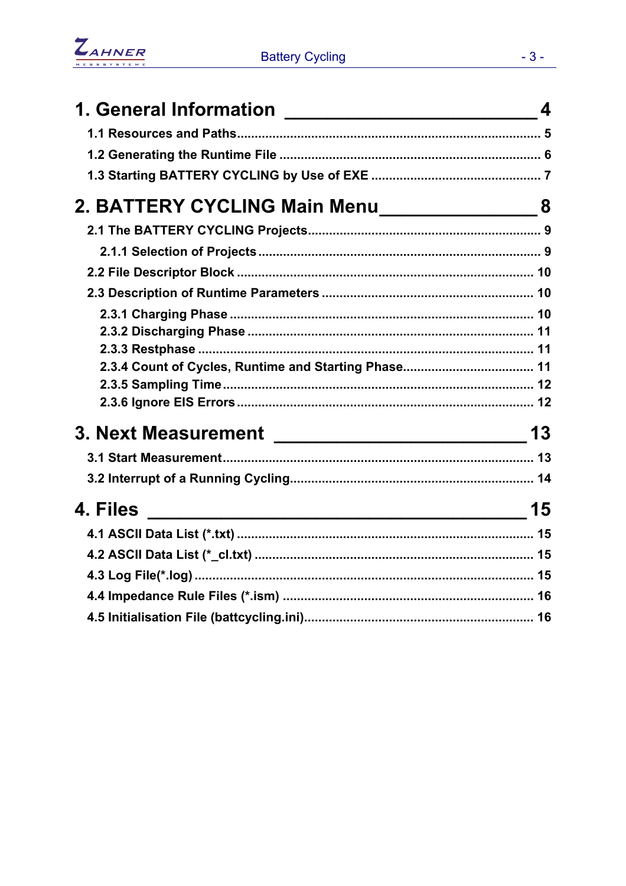1. General Information ______________________ 4

1.1 Resources and Paths....................................................................................... 5

1.2 Generating the Runtime File ......................................................................... 6

1.3 Starting BATTERY CYCLING by Use of EXE ............................................... 7

2. BATTERY CYCLING Main Menu______________ 8

2.1 The BATTERY CYCLING Projects................................................................. 9

2.1.1 Selection of Projects .............................................................................. 9

2.2 File Descriptor Block ................................................................................. 10

2.3 Description of Runtime Parameters .......................................................... 10

2.3.1 Charging Phase .................................................................................. 10
2.3.2 Discharging Phase .............................................................................. 11
2.3.3 Restphase ........................................................................................... 11
2.3.4 Count of Cycles, Runtime and Starting Phase.................................... 11
2.3.5 Sampling Time..................................................................................... 12
2.3.6 Ignore EIS Errors ................................................................................. 12

3. Next Measurement ______________________ 13

3.1 Start Measurement...................................................................................... 13

3.2 Interrupt of a Running Cycling.................................................................... 14

4. Files __________________________________ 15

4.1 ASCII Data List (*.txt) ................................................................................. 15

4.2 ASCII Data List (*_cl.txt) ............................................................................ 15

4.3 Log File(*.log) ............................................................................................. 15

4.4 Impedance Rule Files (*.ism) ..................................................................... 16

4.5 Initialisation File (battcycling.ini)................................................................ 16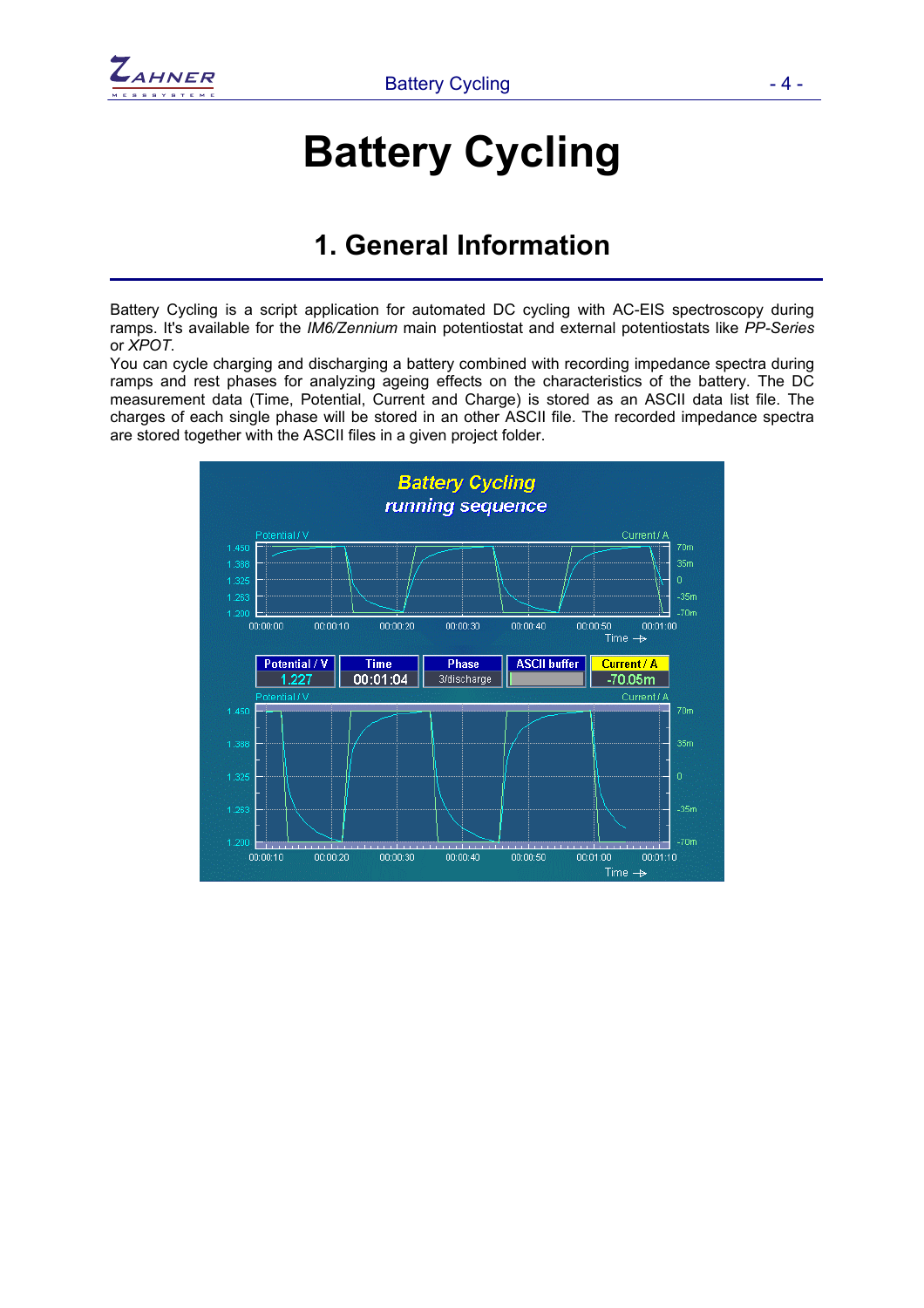# Battery Cycling

## 1. General Information

Battery Cycling is a script application for automated DC cycling with AC-EIS spectroscopy during ramps. It's available for the *IM6/Zennium* main potentiostat and external potentiostats like *PP-Series* or *XPOT*.

You can cycle charging and discharging a battery combined with recording impedance spectra during ramps and rest phases for analyzing ageing effects on the characteristics of the battery. The DC measurement data (Time, Potential, Current and Charge) is stored as an ASCII data list file. The charges of each single phase will be stored in an other ASCII file. The recorded impedance spectra are stored together with the ASCII files in a given project folder.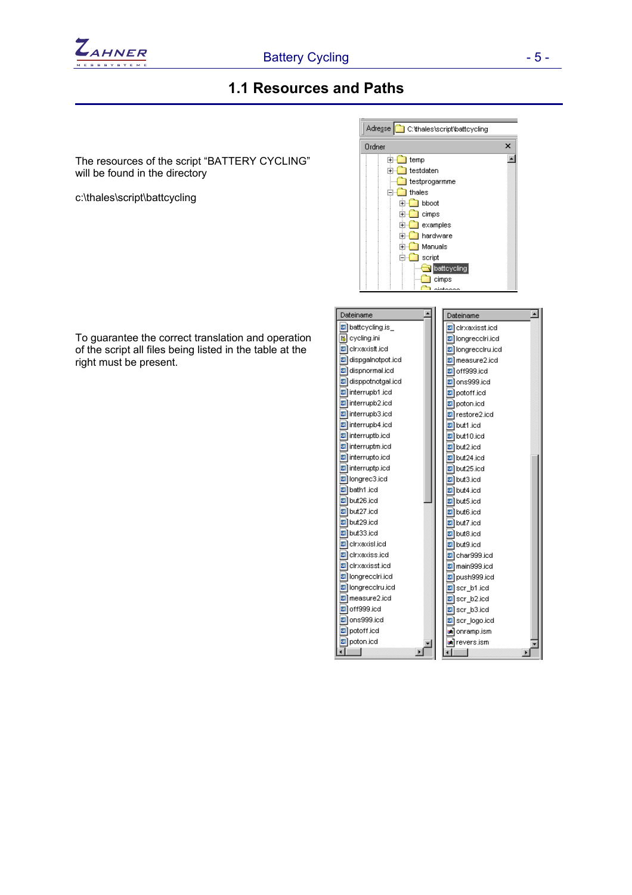## 1.1 Resources and Paths

The resources of the script "BATTERY CYCLING" will be found in the directory

c:\thales\script\battcycling

Adresse C:\thales\script\battcycling

Ordner

- temp
- testdaten
- testprogarmme
- thales
  - bboot
  - cimps
  - examples
  - hardware
  - Manuals
  - script
    - battcycling
    - cimps

To guarantee the correct translation and operation of the script all files being listed in the table at the right must be present.

| Dateiname | Dateiname |
|---|---|
| battcycling.is_ | clrxaxisst.icd |
| cycling.ini | longreccIri.icd |
| clrxaxislt.icd | longrecclru.icd |
| dispgalnotpot.icd | measure2.icd |
| dispnormal.icd | off999.icd |
| disppotnotgal.icd | ons999.icd |
| interrupb1.icd | potoff.icd |
| interrupb2.icd | poton.icd |
| interrupb3.icd | restore2.icd |
| interrupb4.icd | but1.icd |
| interruptb.icd | but10.icd |
| interruptm.icd | but2.icd |
| interrupto.icd | but24.icd |
| interruptp.icd | but25.icd |
| longrec3.icd | but3.icd |
| bath1.icd | but4.icd |
| but26.icd | but5.icd |
| but27.icd | but6.icd |
| but29.icd | but7.icd |
| but33.icd | but8.icd |
| clrxaxisl.icd | but9.icd |
| clrxaxiss.icd | char999.icd |
| clrxaxisst.icd | main999.icd |
| longreccIri.icd | push999.icd |
| longrecclru.icd | scr_b1.icd |
| measure2.icd | scr_b2.icd |
| off999.icd | scr_b3.icd |
| ons999.icd | scr_logo.icd |
| potoff.icd | onramp.ism |
| poton.icd | revers.ism |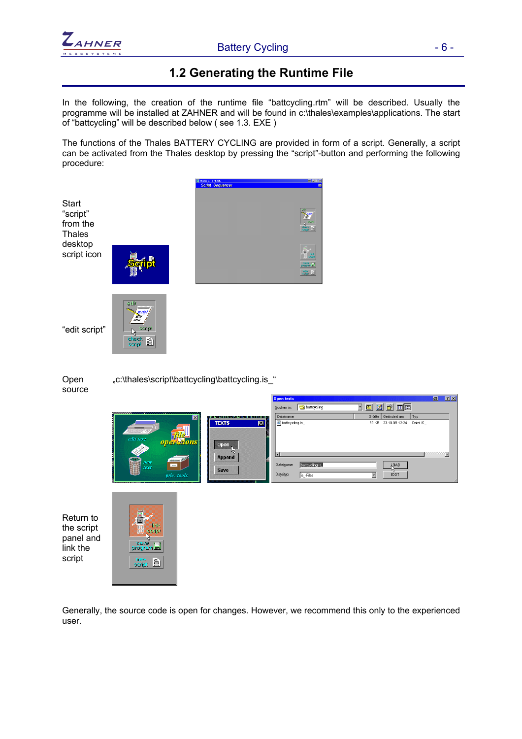## 1.2 Generating the Runtime File

In the following, the creation of the runtime file "battcycling.rtm" will be described. Usually the programme will be installed at ZAHNER and will be found in c:\thales\examples\applications. The start of "battcycling" will be described below ( see 1.3. EXE )

The functions of the Thales BATTERY CYCLING are provided in form of a script. Generally, a script can be activated from the Thales desktop by pressing the "script"-button and performing the following procedure:

Start "script" from the Thales desktop script icon

"edit script"

Open source „c:\thales\script\battcycling\battcycling.is_"

Return to the script panel and link the script

Generally, the source code is open for changes. However, we recommend this only to the experienced user.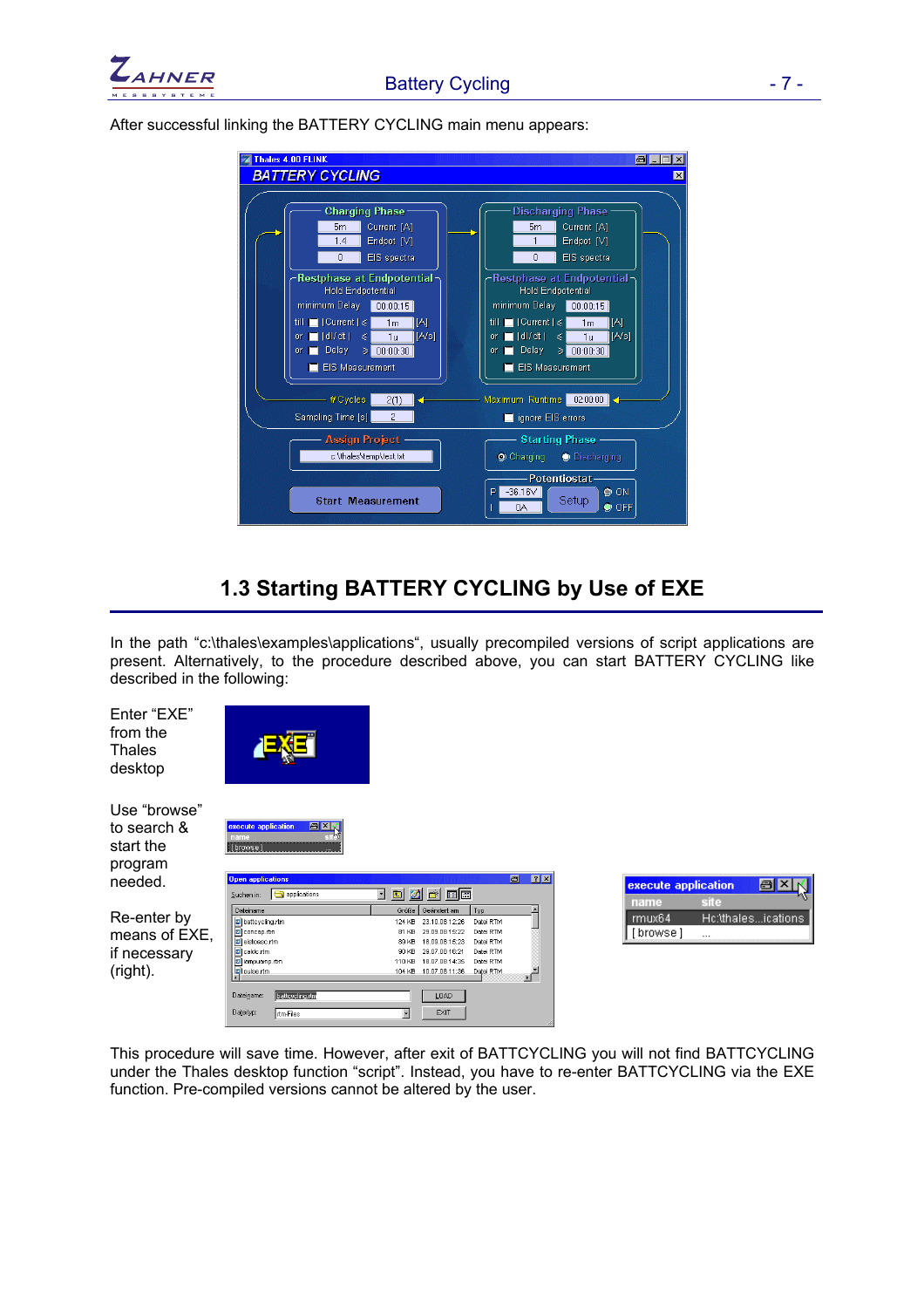After successful linking the BATTERY CYCLING main menu appears:

## 1.3 Starting BATTERY CYCLING by Use of EXE

In the path “c:\thales\examples\applications“, usually precompiled versions of script applications are present. Alternatively, to the procedure described above, you can start BATTERY CYCLING like described in the following:

Enter “EXE” from the Thales desktop

Use “browse” to search & start the program needed.

Re-enter by means of EXE, if necessary (right).

This procedure will save time. However, after exit of BATTCYCLING you will not find BATTCYCLING under the Thales desktop function “script”. Instead, you have to re-enter BATTCYCLING via the EXE function. Pre-compiled versions cannot be altered by the user.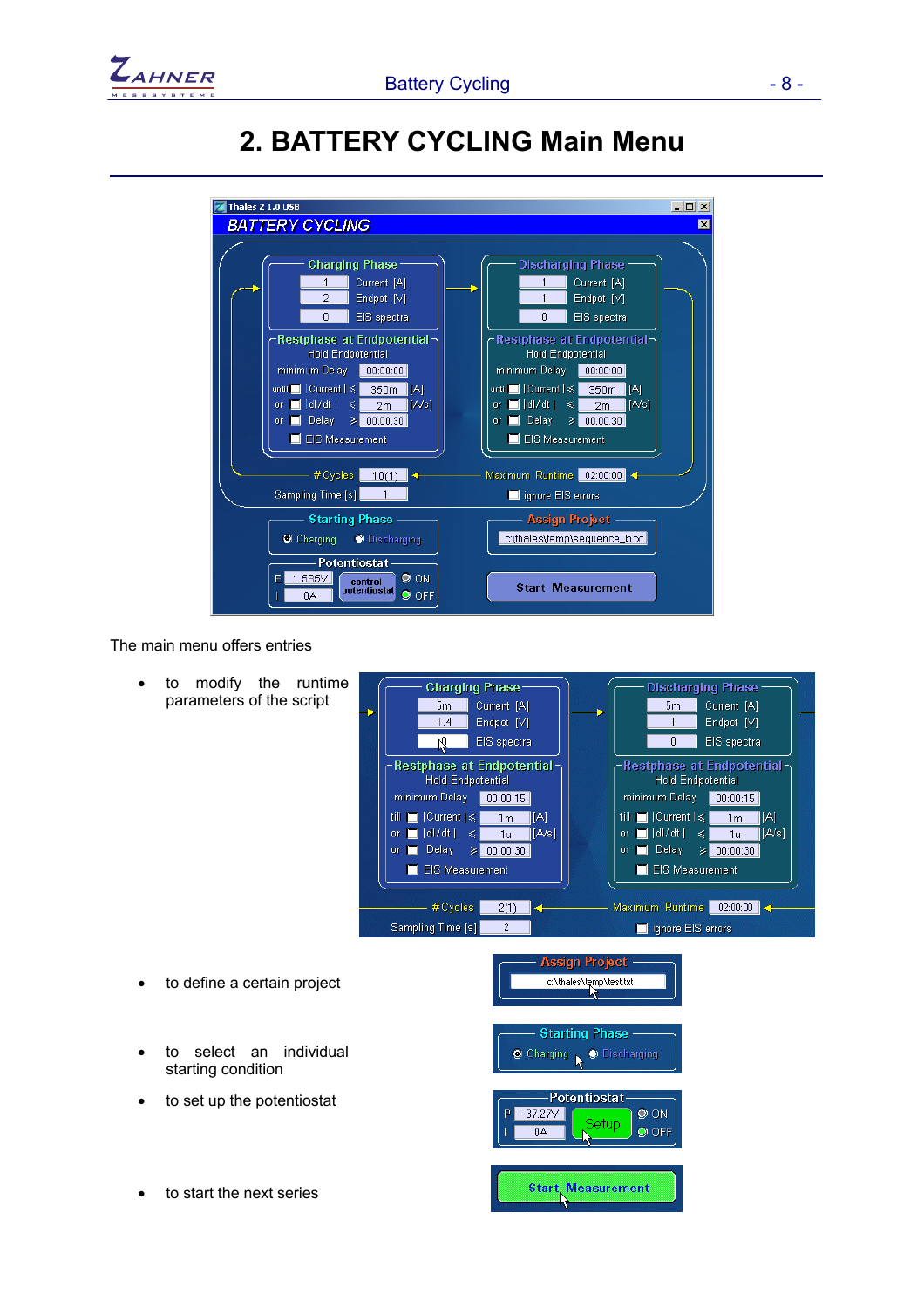# 2. BATTERY CYCLING Main Menu

The main menu offers entries

- to modify the runtime parameters of the script
- to define a certain project
- to select an individual starting condition
- to set up the potentiostat
- to start the next series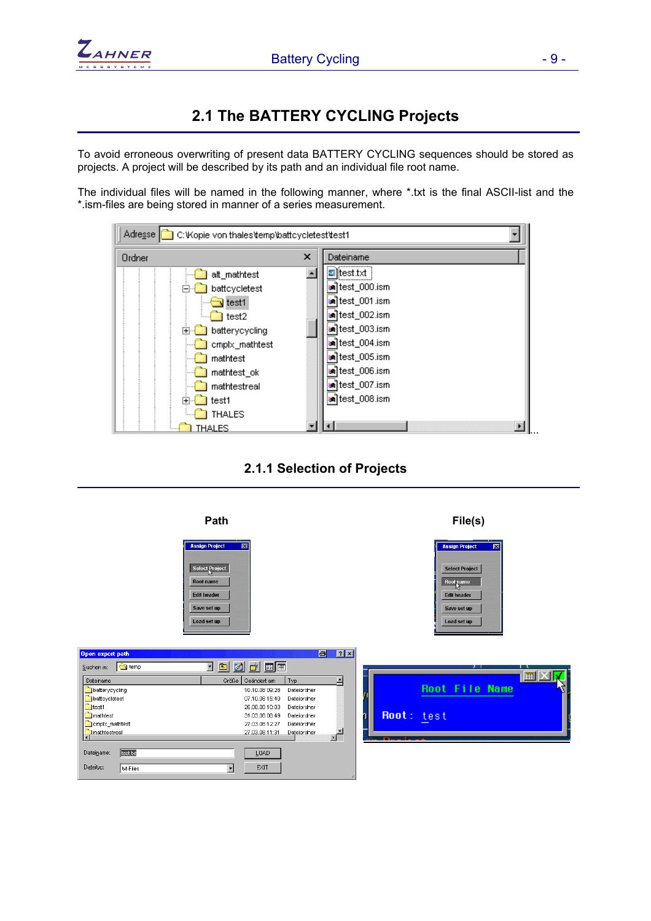## 2.1 The BATTERY CYCLING Projects

To avoid erroneous overwriting of present data BATTERY CYCLING sequences should be stored as projects. A project will be described by its path and an individual file root name.

The individual files will be named in the following manner, where *.txt is the final ASCII-list and the *.ism-files are being stored in manner of a series measurement.

### 2.1.1 Selection of Projects

**Path**

**File(s)**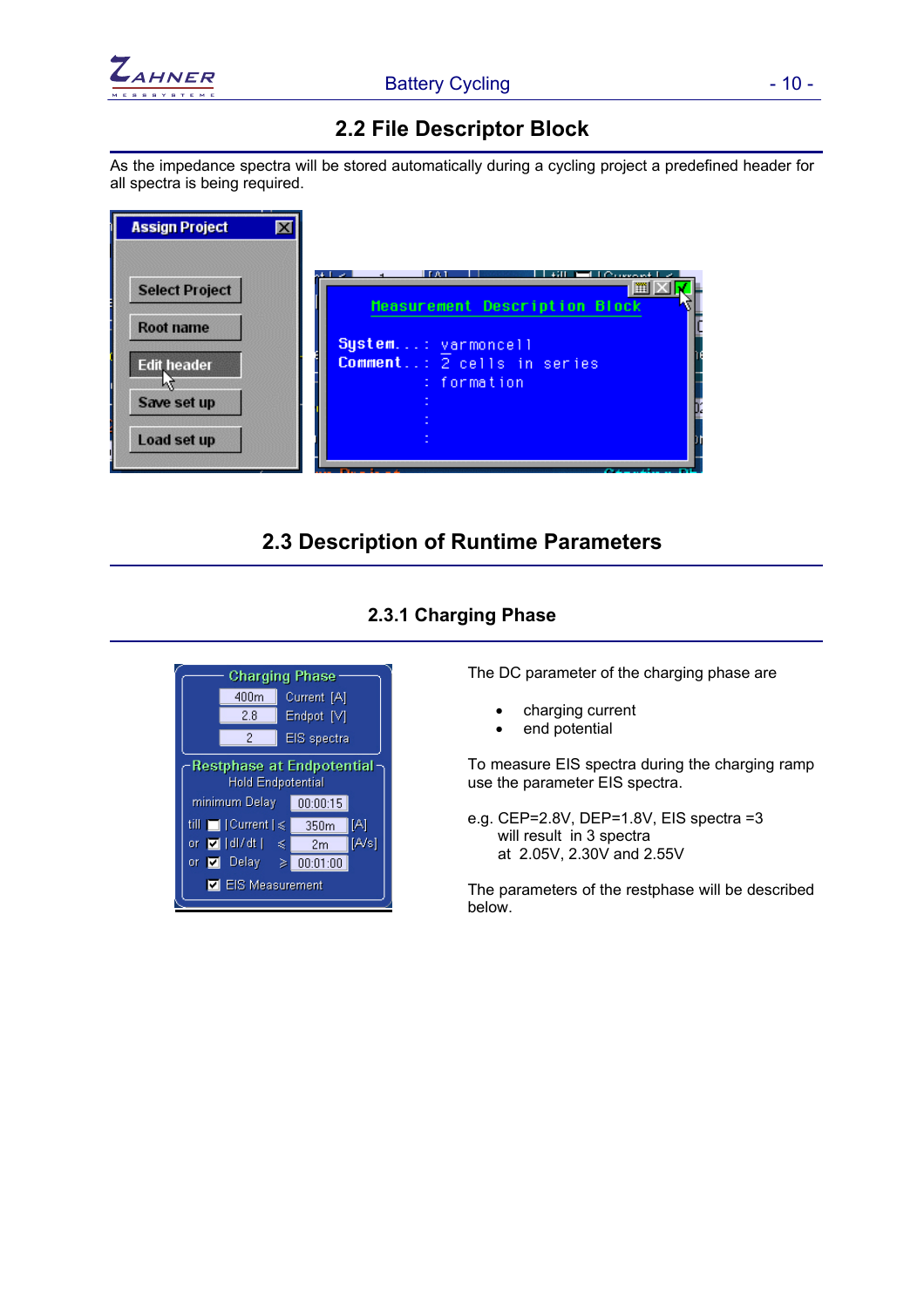## 2.2 File Descriptor Block

As the impedance spectra will be stored automatically during a cycling project a predefined header for all spectra is being required.

Assign Project

Select Project

Root name

Edit header

Save set up

Load set up

Measurement Description Block

System...: varmoncell
Comment..: 2 cells in series
: formation
:
:
:

## 2.3 Description of Runtime Parameters

### 2.3.1 Charging Phase

Charging Phase

400m Current [A]
2.8 Endpot [V]
2 EIS spectra

Restphase at Endpotential
Hold Endpotential
minimum Delay 00:00:15
till |Current| ≤ 350m [A]
or |dI/dt| ≤ 2m [A/s]
or Delay ≥ 00:01:00
EIS Measurement

The DC parameter of the charging phase are

- charging current
- end potential

To measure EIS spectra during the charging ramp use the parameter EIS spectra.

e.g. CEP=2.8V, DEP=1.8V, EIS spectra =3
will result in 3 spectra
at 2.05V, 2.30V and 2.55V

The parameters of the restphase will be described below.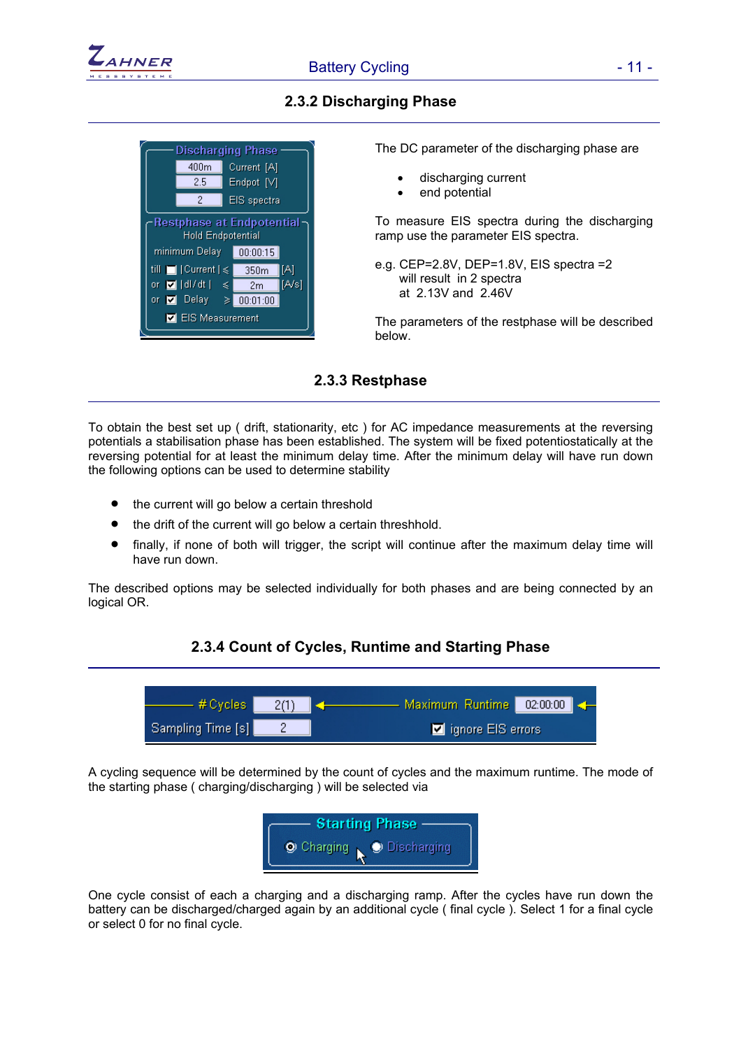## 2.3.2 Discharging Phase

The DC parameter of the discharging phase are

- discharging current
- end potential

To measure EIS spectra during the discharging ramp use the parameter EIS spectra.

e.g. CEP=2.8V, DEP=1.8V, EIS spectra =2
will result in 2 spectra
at 2.13V and 2.46V

The parameters of the restphase will be described below.

## 2.3.3 Restphase

To obtain the best set up ( drift, stationarity, etc ) for AC impedance measurements at the reversing potentials a stabilisation phase has been established. The system will be fixed potentiostatically at the reversing potential for at least the minimum delay time. After the minimum delay will have run down the following options can be used to determine stability

- the current will go below a certain threshold
- the drift of the current will go below a certain threshhold.
- finally, if none of both will trigger, the script will continue after the maximum delay time will have run down.

The described options may be selected individually for both phases and are being connected by an logical OR.

## 2.3.4 Count of Cycles, Runtime and Starting Phase

A cycling sequence will be determined by the count of cycles and the maximum runtime. The mode of the starting phase ( charging/discharging ) will be selected via

One cycle consist of each a charging and a discharging ramp. After the cycles have run down the battery can be discharged/charged again by an additional cycle ( final cycle ). Select 1 for a final cycle or select 0 for no final cycle.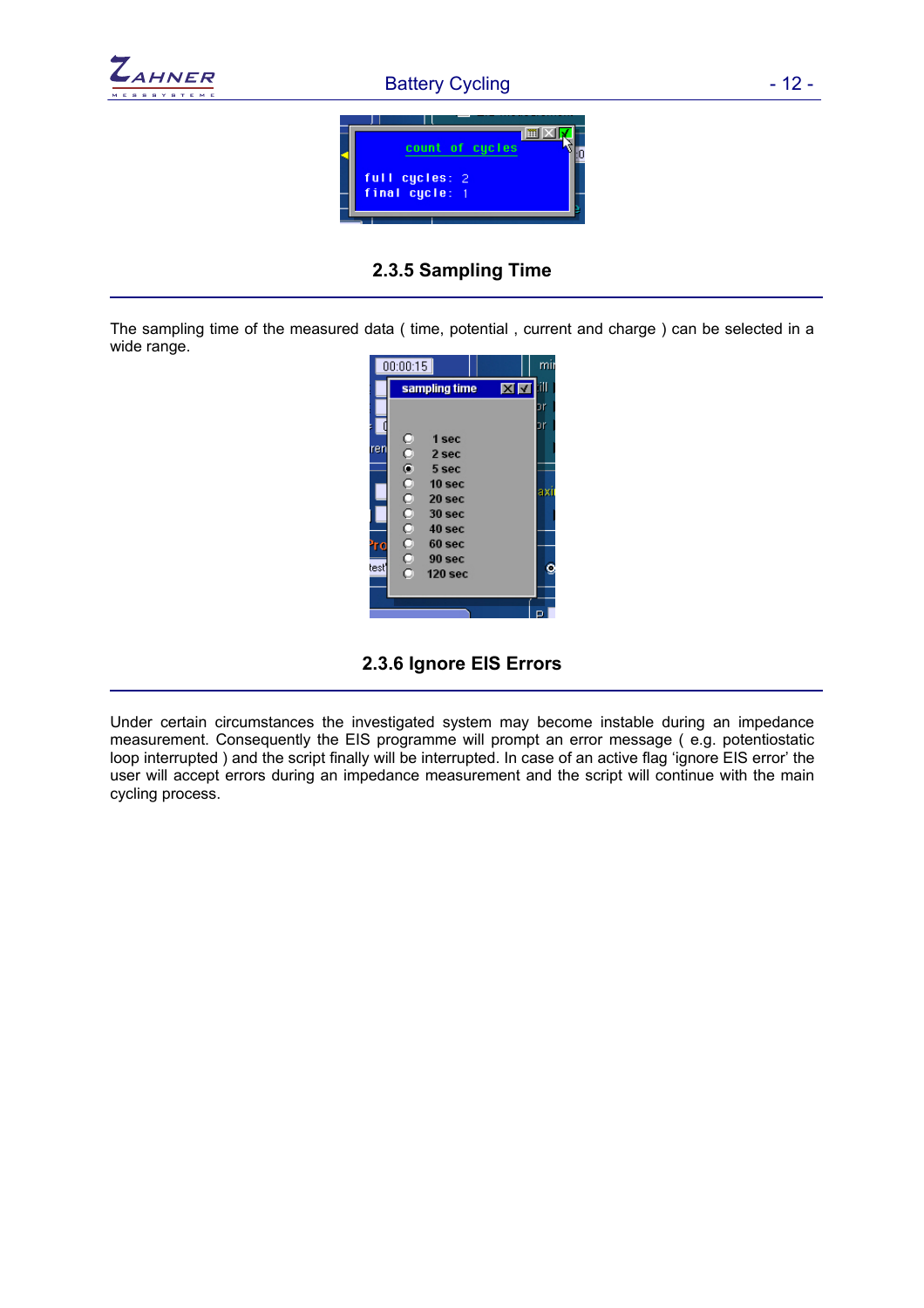### 2.3.5 Sampling Time

The sampling time of the measured data ( time, potential , current and charge ) can be selected in a wide range.

### 2.3.6 Ignore EIS Errors

Under certain circumstances the investigated system may become instable during an impedance measurement. Consequently the EIS programme will prompt an error message ( e.g. potentiostatic loop interrupted ) and the script finally will be interrupted. In case of an active flag 'ignore EIS error' the user will accept errors during an impedance measurement and the script will continue with the main cycling process.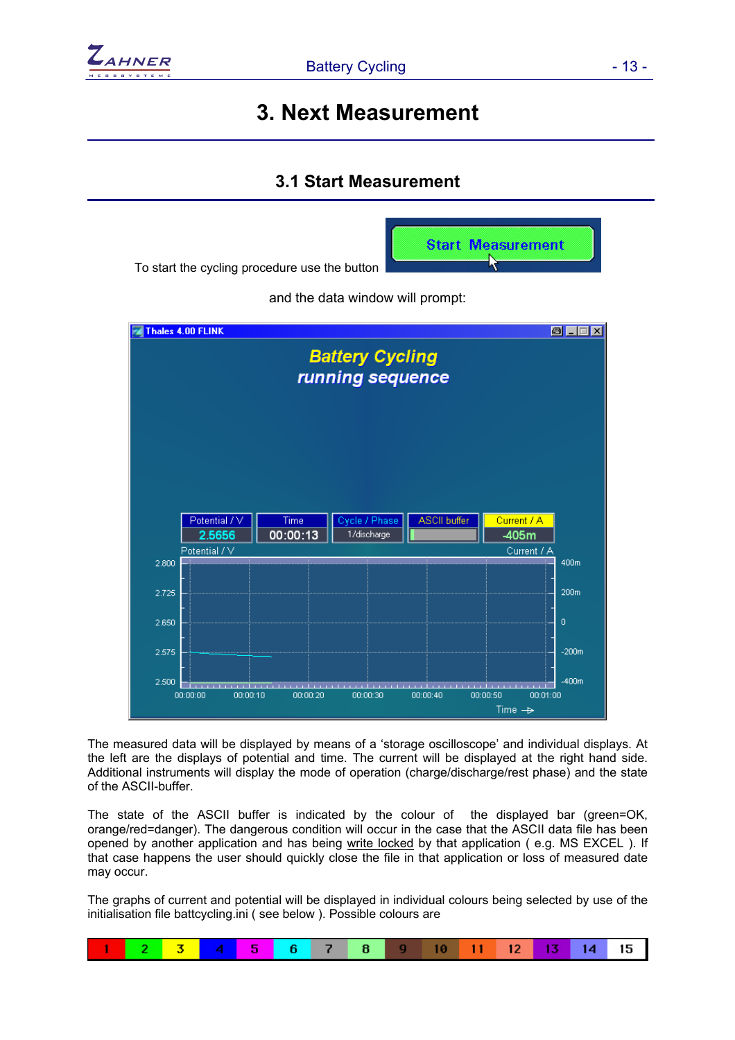# 3. Next Measurement

## 3.1 Start Measurement

To start the cycling procedure use the button

and the data window will prompt:

The measured data will be displayed by means of a 'storage oscilloscope' and individual displays. At the left are the displays of potential and time. The current will be displayed at the right hand side. Additional instruments will display the mode of operation (charge/discharge/rest phase) and the state of the ASCII-buffer.

The state of the ASCII buffer is indicated by the colour of the displayed bar (green=OK, orange/red=danger). The dangerous condition will occur in the case that the ASCII data file has been opened by another application and has being write locked by that application ( e.g. MS EXCEL ). If that case happens the user should quickly close the file in that application or loss of measured date may occur.

The graphs of current and potential will be displayed in individual colours being selected by use of the initialisation file battcycling.ini ( see below ). Possible colours are

| 1 | 2 | 3 | 4 | 5 | 6 | 7 | 8 | 9 | 10 | 11 | 12 | 13 | 14 | 15 |
|---|---|---|---|---|---|---|---|---|---|---|---|---|---|---|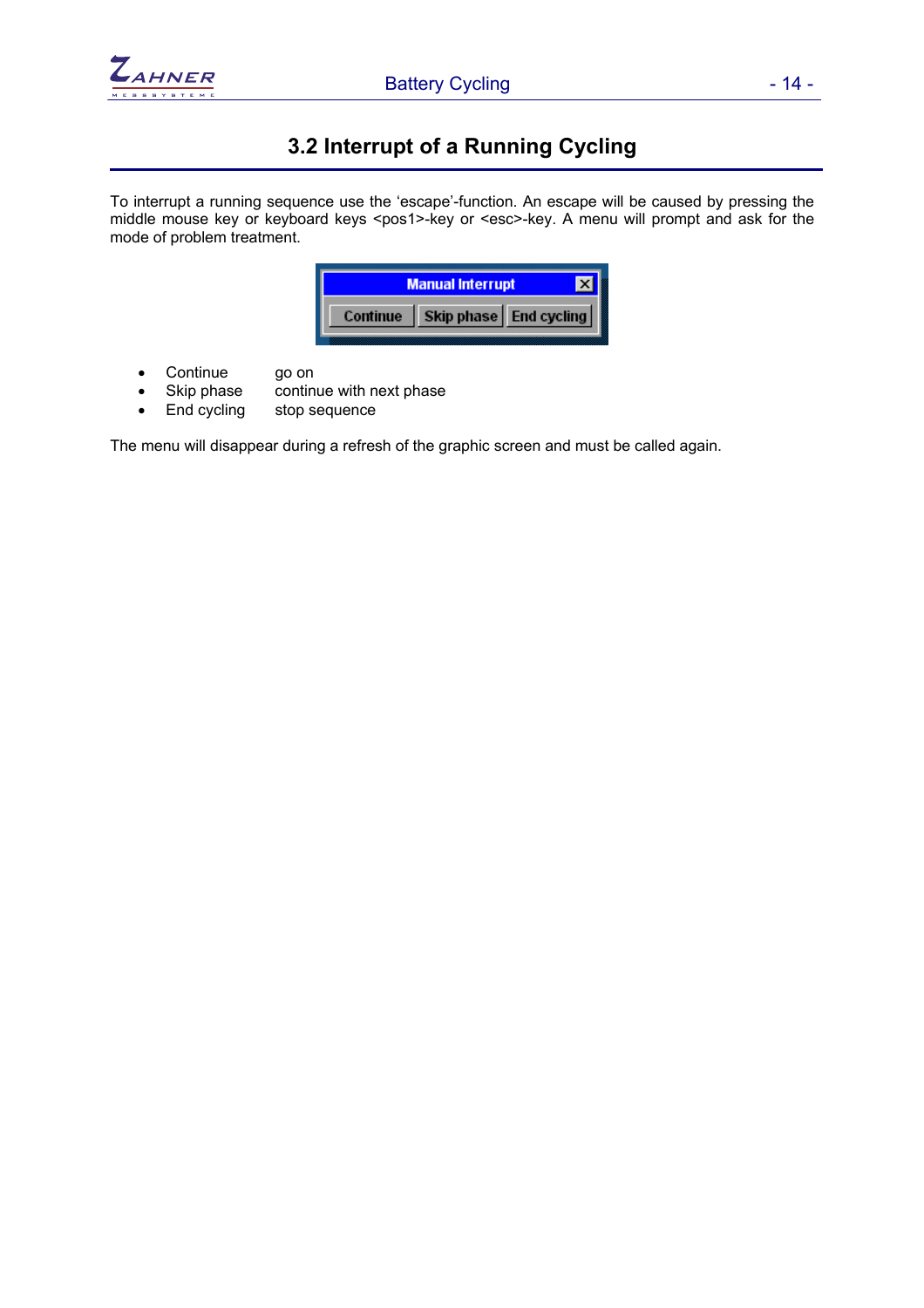## 3.2 Interrupt of a Running Cycling

To interrupt a running sequence use the 'escape'-function. An escape will be caused by pressing the middle mouse key or keyboard keys <pos1>-key or <esc>-key. A menu will prompt and ask for the mode of problem treatment.

- Continue go on
- Skip phase continue with next phase
- End cycling stop sequence

The menu will disappear during a refresh of the graphic screen and must be called again.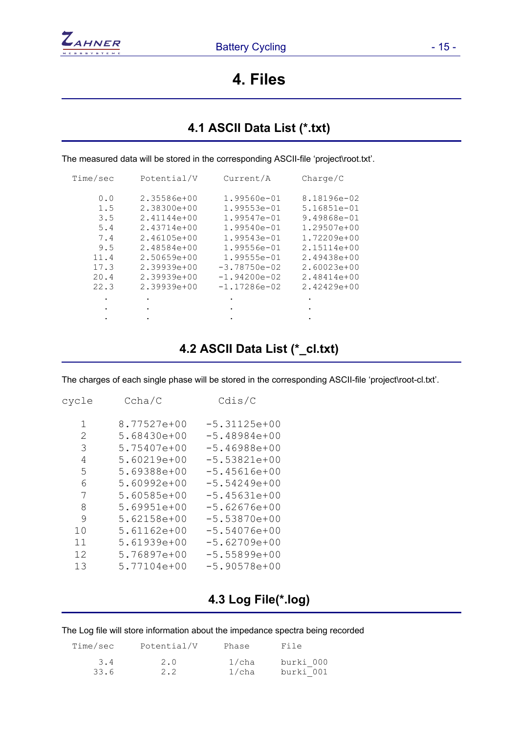# 4. Files

## 4.1 ASCII Data List (*.txt)

The measured data will be stored in the corresponding ASCII-file 'project\root.txt'.

| Time/sec | Potential/V | Current/A | Charge/C |
|---|---|---|---|
| 0.0 | 2.35586e+00 | 1.99560e-01 | 8.18196e-02 |
| 1.5 | 2.38300e+00 | 1.99553e-01 | 5.16851e-01 |
| 3.5 | 2.41144e+00 | 1.99547e-01 | 9.49868e-01 |
| 5.4 | 2.43714e+00 | 1.99540e-01 | 1.29507e+00 |
| 7.4 | 2.46105e+00 | 1.99543e-01 | 1.72209e+00 |
| 9.5 | 2.48584e+00 | 1.99556e-01 | 2.15114e+00 |
| 11.4 | 2.50659e+00 | 1.99555e-01 | 2.49438e+00 |
| 17.3 | 2.39939e+00 | -3.78750e-02 | 2.60023e+00 |
| 20.4 | 2.39939e+00 | -1.94200e-02 | 2.48414e+00 |
| 22.3 | 2.39939e+00 | -1.17286e-02 | 2.42429e+00 |
| . | . | . | . |
| . | . | . | . |
| . | . | . | . |

## 4.2 ASCII Data List (*_cl.txt)

The charges of each single phase will be stored in the corresponding ASCII-file 'project\root-cl.txt'.

| cycle | Ccha/C | Cdis/C |
|---|---|---|
| 1 | 8.77527e+00 | -5.31125e+00 |
| 2 | 5.68430e+00 | -5.48984e+00 |
| 3 | 5.75407e+00 | -5.46988e+00 |
| 4 | 5.60219e+00 | -5.53821e+00 |
| 5 | 5.69388e+00 | -5.45616e+00 |
| 6 | 5.60992e+00 | -5.54249e+00 |
| 7 | 5.60585e+00 | -5.45631e+00 |
| 8 | 5.69951e+00 | -5.62676e+00 |
| 9 | 5.62158e+00 | -5.53870e+00 |
| 10 | 5.61162e+00 | -5.54076e+00 |
| 11 | 5.61939e+00 | -5.62709e+00 |
| 12 | 5.76897e+00 | -5.55899e+00 |
| 13 | 5.77104e+00 | -5.90578e+00 |

## 4.3 Log File(*.log)

The Log file will store information about the impedance spectra being recorded

| Time/sec | Potential/V | Phase | File |
|---|---|---|---|
| 3.4 | 2.0 | 1/cha | burki_000 |
| 33.6 | 2.2 | 1/cha | burki_001 |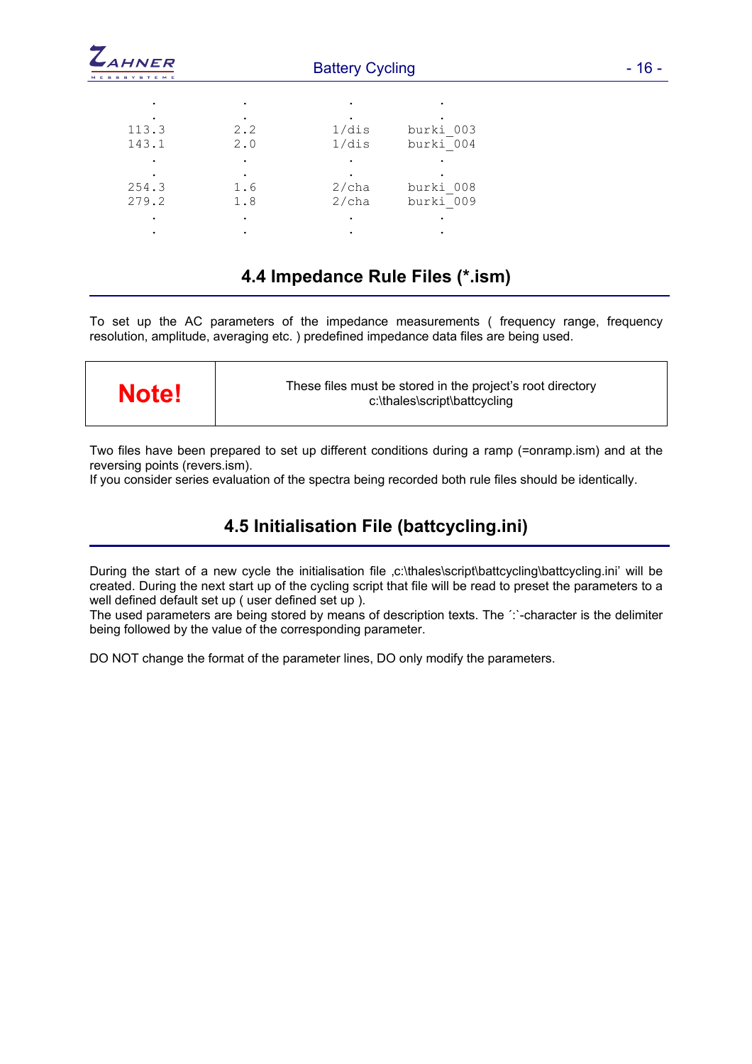```
   .          .          .          .
   .          .          .          .
 113.3       2.2       1/dis     burki_003
 143.1       2.0       1/dis     burki_004
   .          .          .          .
   .          .          .          .
 254.3       1.6       2/cha     burki_008
 279.2       1.8       2/cha     burki_009
   .          .          .          .
   .          .          .          .
```

## 4.4 Impedance Rule Files (*.ism)

To set up the AC parameters of the impedance measurements ( frequency range, frequency resolution, amplitude, averaging etc. ) predefined impedance data files are being used.

| **Note!** | These files must be stored in the project's root directory c:\thales\script\battcycling |
|---|---|

Two files have been prepared to set up different conditions during a ramp (=onramp.ism) and at the reversing points (revers.ism).
If you consider series evaluation of the spectra being recorded both rule files should be identically.

## 4.5 Initialisation File (battcycling.ini)

During the start of a new cycle the initialisation file ‚c:\thales\script\battcycling\battcycling.ini' will be created. During the next start up of the cycling script that file will be read to preset the parameters to a well defined default set up ( user defined set up ).
The used parameters are being stored by means of description texts. The ´:`-character is the delimiter being followed by the value of the corresponding parameter.

DO NOT change the format of the parameter lines, DO only modify the parameters.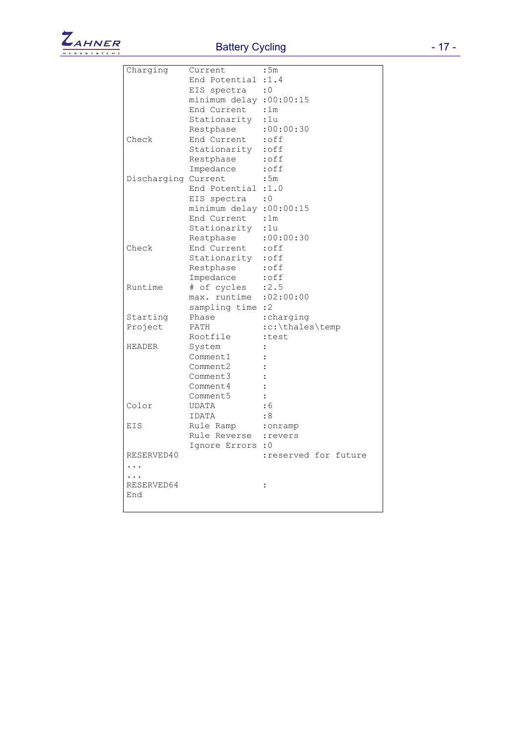```
Charging    Current       :5m
            End Potential :1.4
            EIS spectra   :0
            minimum delay :00:00:15
            End Current   :1m
            Stationarity  :1u
            Restphase     :00:00:30
Check       End Current   :off
            Stationarity  :off
            Restphase     :off
            Impedance     :off
Discharging Current       :5m
            End Potential :1.0
            EIS spectra   :0
            minimum delay :00:00:15
            End Current   :1m
            Stationarity  :1u
            Restphase     :00:00:30
Check       End Current   :off
            Stationarity  :off
            Restphase     :off
            Impedance     :off
Runtime     # of cycles   :2.5
            max. runtime  :02:00:00
            sampling time :2
Starting    Phase         :charging
Project     PATH          :c:\thales\temp
            Rootfile      :test
HEADER      System        :
            Comment1      :
            Comment2      :
            Comment3      :
            Comment4      :
            Comment5      :
Color       UDATA         :6
            IDATA         :8
EIS         Rule Ramp     :onramp
            Rule Reverse  :revers
            Ignore Errors :0
RESERVED40                :reserved for future
...
...
RESERVED64                :
End
```